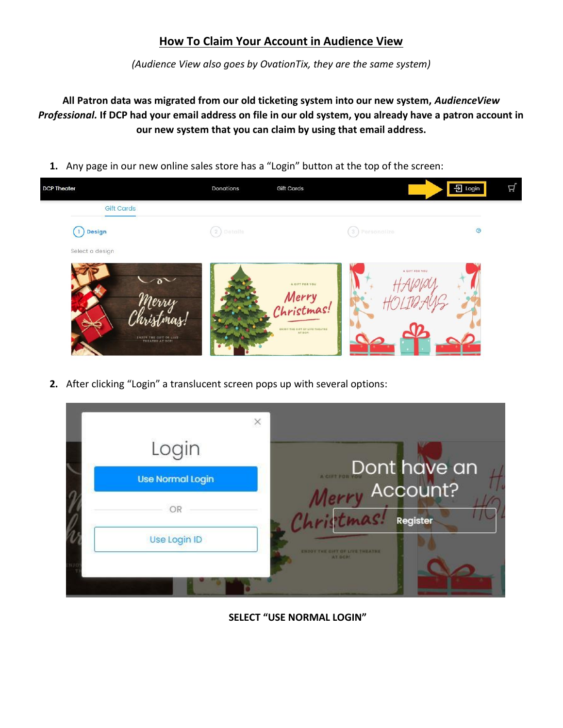# How To Claim Your Account in Audience View

*(Audience View also goes by OvationTix, they are the same system)*

**All Patron data was migrated from our old ticketing system into our new system, *AudienceView Professional.* If DCP had your email address on file in our old system, you already have a patron account in our new system that you can claim by using that email address.**

1. Any page in our new online sales store has a "Login" button at the top of the screen:

2. After clicking "Login" a translucent screen pops up with several options:

**SELECT "USE NORMAL LOGIN"**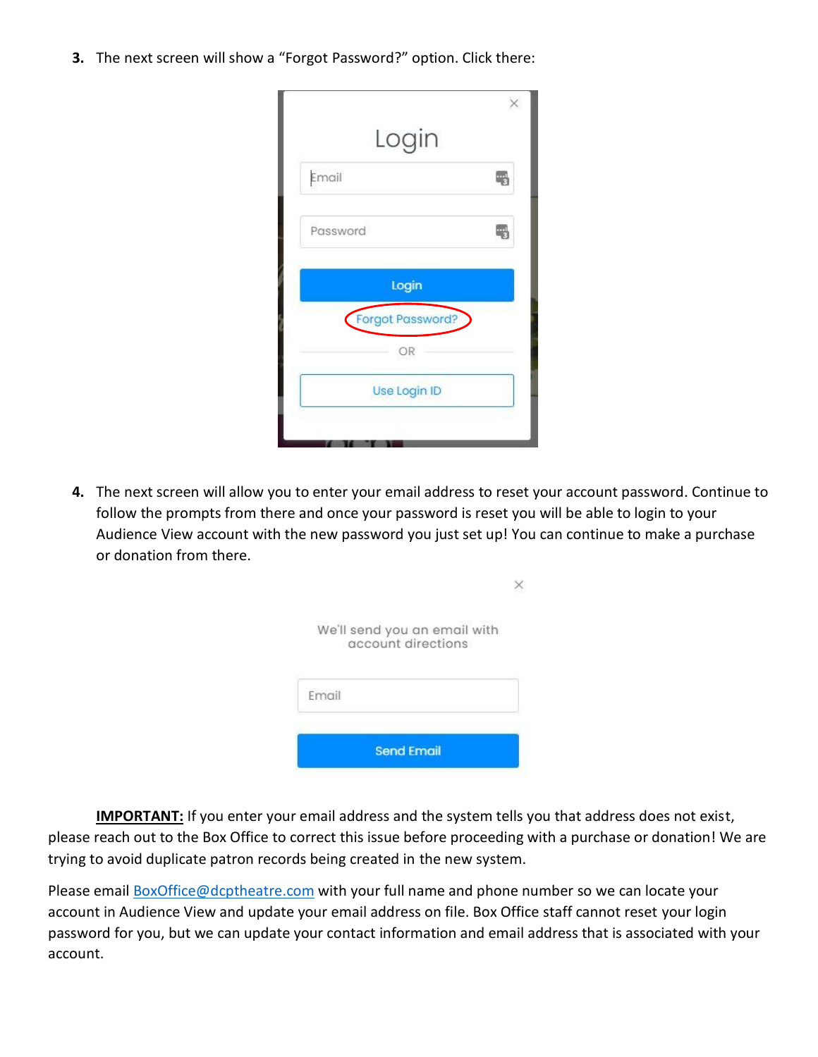3. The next screen will show a "Forgot Password?" option. Click there:

Login

Email

Password

Login

Forgot Password?

OR

Use Login ID

4. The next screen will allow you to enter your email address to reset your account password. Continue to follow the prompts from there and once your password is reset you will be able to login to your Audience View account with the new password you just set up! You can continue to make a purchase or donation from there.

We'll send you an email with account directions

Email

Send Email

**IMPORTANT:** If you enter your email address and the system tells you that address does not exist, please reach out to the Box Office to correct this issue before proceeding with a purchase or donation! We are trying to avoid duplicate patron records being created in the new system.

Please email BoxOffice@dcptheatre.com with your full name and phone number so we can locate your account in Audience View and update your email address on file. Box Office staff cannot reset your login password for you, but we can update your contact information and email address that is associated with your account.